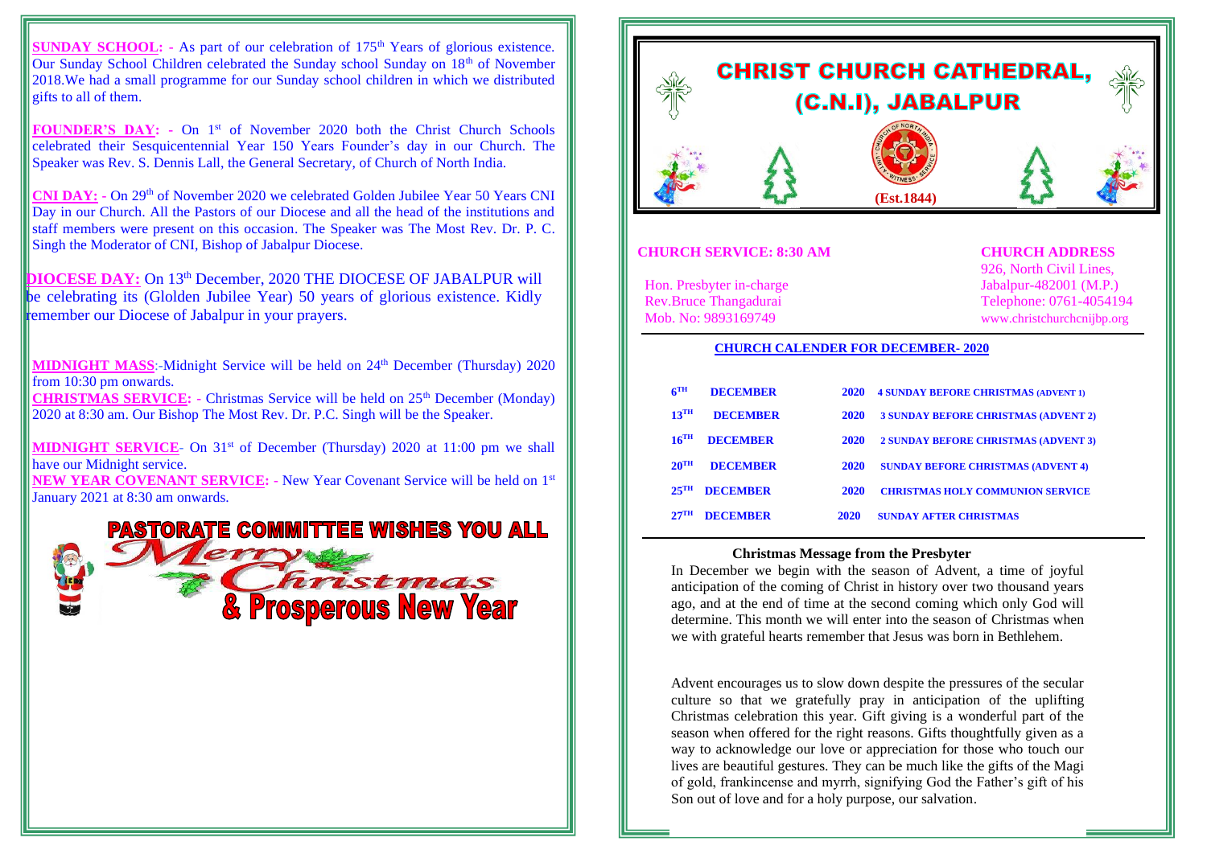**SUNDAY SCHOOL:** - As part of our celebration of 175th Years of glorious existence. Our Sunday School Children celebrated the Sunday school Sunday on 18th of November 2018.We had a small programme for our Sunday school children in which we distributed gifts to all of them.

**FOUNDER'S DAY:** - On 1st of November 2020 both the Christ Church Schools celebrated their Sesquicentennial Year 150 Years Founder's day in our Church. The Speaker was Rev. S. Dennis Lall, the General Secretary, of Church of North India.

**CNI DAY:** - On 29th of November 2020 we celebrated Golden Jubilee Year 50 Years CNI Day in our Church. All the Pastors of our Diocese and all the head of the institutions and staff members were present on this occasion. The Speaker was The Most Rev. Dr. P. C. Singh the Moderator of CNI, Bishop of Jabalpur Diocese.

**DIOCESE DAY:** On 13th December, 2020 THE DIOCESE OF JABALPUR will be celebrating its (Glolden Jubilee Year) 50 years of glorious existence. Kidly remember our Diocese of Jabalpur in your prayers.

**MIDNIGHT MASS**:-Midnight Service will be held on 24th December (Thursday) 2020 from 10:30 pm onwards.

**CHRISTMAS SERVICE:** - Christmas Service will be held on 25th December (Monday) 2020 at 8:30 am. Our Bishop The Most Rev. Dr. P.C. Singh will be the Speaker.

**MIDNIGHT SERVICE**- On 31st of December (Thursday) 2020 at 11:00 pm we shall have our Midnight service.

**NEW YEAR COVENANT SERVICE:** - New Year Covenant Service will be held on 1st January 2021 at 8:30 am onwards.

**PASTORATE COMMITTEE WISHES YOU ALL**

**Merry Christmas & Prosperous New Year**

# CHRIST CHURCH CATHEDRAL, (C.N.I), JABALPUR

**(Est.1844)**

**CHURCH SERVICE: 8:30 AM**

Hon. Presbyter in-charge
Rev.Bruce Thangadurai
Mob. No: 9893169749

**CHURCH ADDRESS**

926, North Civil Lines,
Jabalpur-482001 (M.P.)
Telephone: 0761-4054194
www.christchurchcnijbp.org

**CHURCH CALENDER FOR DECEMBER- 2020**

| | | | |
|---|---|---|---|
| 6TH | DECEMBER | 2020 | 4 SUNDAY BEFORE CHRISTMAS (ADVENT 1) |
| 13TH | DECEMBER | 2020 | 3 SUNDAY BEFORE CHRISTMAS (ADVENT 2) |
| 16TH | DECEMBER | 2020 | 2 SUNDAY BEFORE CHRISTMAS (ADVENT 3) |
| 20TH | DECEMBER | 2020 | SUNDAY BEFORE CHRISTMAS (ADVENT 4) |
| 25TH | DECEMBER | 2020 | CHRISTMAS HOLY COMMUNION SERVICE |
| 27TH | DECEMBER | 2020 | SUNDAY AFTER CHRISTMAS |

**Christmas Message from the Presbyter**

In December we begin with the season of Advent, a time of joyful anticipation of the coming of Christ in history over two thousand years ago, and at the end of time at the second coming which only God will determine. This month we will enter into the season of Christmas when we with grateful hearts remember that Jesus was born in Bethlehem.

Advent encourages us to slow down despite the pressures of the secular culture so that we gratefully pray in anticipation of the uplifting Christmas celebration this year. Gift giving is a wonderful part of the season when offered for the right reasons. Gifts thoughtfully given as a way to acknowledge our love or appreciation for those who touch our lives are beautiful gestures. They can be much like the gifts of the Magi of gold, frankincense and myrrh, signifying God the Father's gift of his Son out of love and for a holy purpose, our salvation.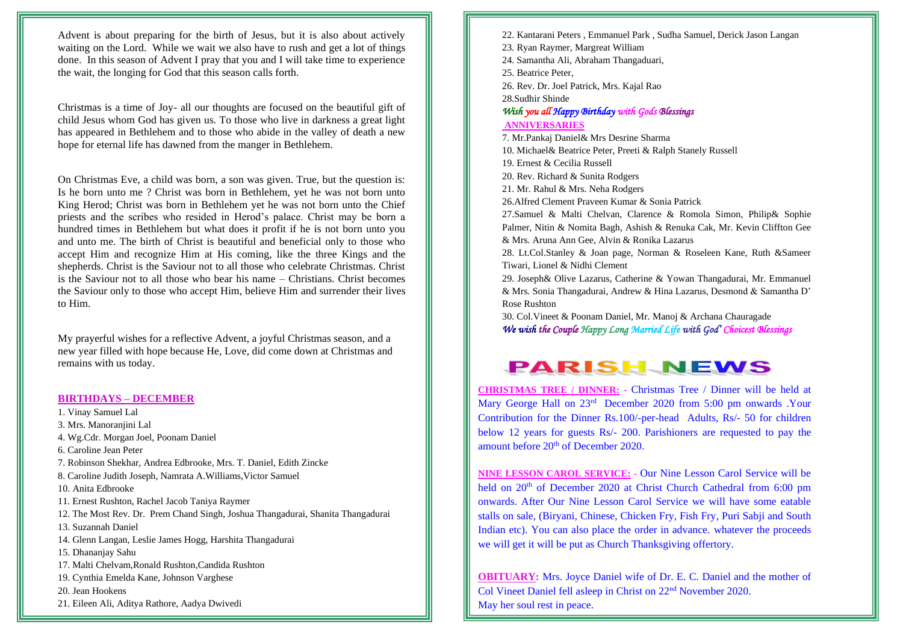Advent is about preparing for the birth of Jesus, but it is also about actively waiting on the Lord. While we wait we also have to rush and get a lot of things done. In this season of Advent I pray that you and I will take time to experience the wait, the longing for God that this season calls forth.

Christmas is a time of Joy- all our thoughts are focused on the beautiful gift of child Jesus whom God has given us. To those who live in darkness a great light has appeared in Bethlehem and to those who abide in the valley of death a new hope for eternal life has dawned from the manger in Bethlehem.

On Christmas Eve, a child was born, a son was given. True, but the question is: Is he born unto me ? Christ was born in Bethlehem, yet he was not born unto King Herod; Christ was born in Bethlehem yet he was not born unto the Chief priests and the scribes who resided in Herod's palace. Christ may be born a hundred times in Bethlehem but what does it profit if he is not born unto you and unto me. The birth of Christ is beautiful and beneficial only to those who accept Him and recognize Him at His coming, like the three Kings and the shepherds. Christ is the Saviour not to all those who celebrate Christmas. Christ is the Saviour not to all those who bear his name – Christians. Christ becomes the Saviour only to those who accept Him, believe Him and surrender their lives to Him.

My prayerful wishes for a reflective Advent, a joyful Christmas season, and a new year filled with hope because He, Love, did come down at Christmas and remains with us today.

**BIRTHDAYS – DECEMBER**

1. Vinay Samuel Lal
3. Mrs. Manoranjini Lal
4. Wg.Cdr. Morgan Joel, Poonam Daniel
6. Caroline Jean Peter
7. Robinson Shekhar, Andrea Edbrooke, Mrs. T. Daniel, Edith Zincke
8. Caroline Judith Joseph, Namrata A.Williams,Victor Samuel
10. Anita Edbrooke
11. Ernest Rushton, Rachel Jacob Taniya Raymer
12. The Most Rev. Dr. Prem Chand Singh, Joshua Thangadurai, Shanita Thangadurai
13. Suzannah Daniel
14. Glenn Langan, Leslie James Hogg, Harshita Thangadurai
15. Dhananjay Sahu
17. Malti Chelvam,Ronald Rushton,Candida Rushton
19. Cynthia Emelda Kane, Johnson Varghese
20. Jean Hookens
21. Eileen Ali, Aditya Rathore, Aadya Dwivedi
22. Kantarani Peters , Emmanuel Park , Sudha Samuel, Derick Jason Langan
23. Ryan Raymer, Margreat William
24. Samantha Ali, Abraham Thangaduari,
25. Beatrice Peter,
26. Rev. Dr. Joel Patrick, Mrs. Kajal Rao
28. Sudhir Shinde

*Wish you all Happy Birthday with Gods Blessings*

**ANNIVERSARIES**

7. Mr.Pankaj Daniel& Mrs Desrine Sharma
10. Michael& Beatrice Peter, Preeti & Ralph Stanely Russell
19. Ernest & Cecilia Russell
20. Rev. Richard & Sunita Rodgers
21. Mr. Rahul & Mrs. Neha Rodgers
26. Alfred Clement Praveen Kumar & Sonia Patrick
27. Samuel & Malti Chelvan, Clarence & Romola Simon, Philip& Sophie Palmer, Nitin & Nomita Bagh, Ashish & Renuka Cak, Mr. Kevin Cliffton Gee & Mrs. Aruna Ann Gee, Alvin & Ronika Lazarus
28. Lt.Col.Stanley & Joan page, Norman & Roseleen Kane, Ruth &Sameer Tiwari, Lionel & Nidhi Clement
29. Joseph& Olive Lazarus, Catherine & Yowan Thangadurai, Mr. Emmanuel & Mrs. Sonia Thangadurai, Andrew & Hina Lazarus, Desmond & Samantha D' Rose Rushton
30. Col.Vineet & Poonam Daniel, Mr. Manoj & Archana Chauragade

*We wish the Couple Happy Long Married Life with God' Choicest Blessings*

# PARISH NEWS

**CHRISTMAS TREE / DINNER:** - Christmas Tree / Dinner will be held at Mary George Hall on 23rd December 2020 from 5:00 pm onwards .Your Contribution for the Dinner Rs.100/-per-head Adults, Rs/- 50 for children below 12 years for guests Rs/- 200. Parishioners are requested to pay the amount before 20th of December 2020.

**NINE LESSON CAROL SERVICE:** - Our Nine Lesson Carol Service will be held on 20th of December 2020 at Christ Church Cathedral from 6:00 pm onwards. After Our Nine Lesson Carol Service we will have some eatable stalls on sale, (Biryani, Chinese, Chicken Fry, Fish Fry, Puri Sabji and South Indian etc). You can also place the order in advance. whatever the proceeds we will get it will be put as Church Thanksgiving offertory.

**OBITUARY:** Mrs. Joyce Daniel wife of Dr. E. C. Daniel and the mother of Col Vineet Daniel fell asleep in Christ on 22nd November 2020.
May her soul rest in peace.